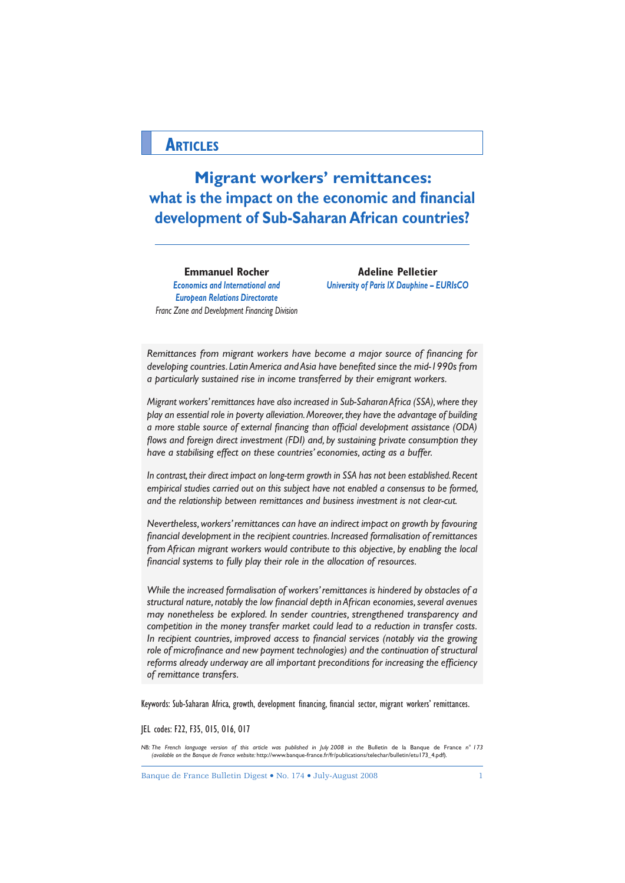## Articles

# Migrant workers' remittances: what is the impact on the economic and financial development of Sub-Saharan African countries?

**Emmanuel Rocher**
*Economics and International and European Relations Directorate*
*Franc Zone and Development Financing Division*

**Adeline Pelletier**
*University of Paris IX Dauphine – EURIsCO*

*Remittances from migrant workers have become a major source of financing for developing countries. Latin America and Asia have benefited since the mid-1990s from a particularly sustained rise in income transferred by their emigrant workers.*

*Migrant workers' remittances have also increased in Sub-Saharan Africa (SSA), where they play an essential role in poverty alleviation. Moreover, they have the advantage of building a more stable source of external financing than official development assistance (ODA) flows and foreign direct investment (FDI) and, by sustaining private consumption they have a stabilising effect on these countries' economies, acting as a buffer.*

*In contrast, their direct impact on long-term growth in SSA has not been established. Recent empirical studies carried out on this subject have not enabled a consensus to be formed, and the relationship between remittances and business investment is not clear-cut.*

*Nevertheless, workers' remittances can have an indirect impact on growth by favouring financial development in the recipient countries. Increased formalisation of remittances from African migrant workers would contribute to this objective, by enabling the local financial systems to fully play their role in the allocation of resources.*

*While the increased formalisation of workers' remittances is hindered by obstacles of a structural nature, notably the low financial depth in African economies, several avenues may nonetheless be explored. In sender countries, strengthened transparency and competition in the money transfer market could lead to a reduction in transfer costs. In recipient countries, improved access to financial services (notably via the growing role of microfinance and new payment technologies) and the continuation of structural reforms already underway are all important preconditions for increasing the efficiency of remittance transfers.*

Keywords: Sub-Saharan Africa, growth, development financing, financial sector, migrant workers' remittances.

JEL codes: F22, F35, O15, O16, O17

*NB: The French language version of this article was published in July 2008 in the* Bulletin de la Banque de France *n° 173 (available on the Banque de France website:* http://www.banque-france.fr/fr/publications/telechar/bulletin/etu173_4.pdf).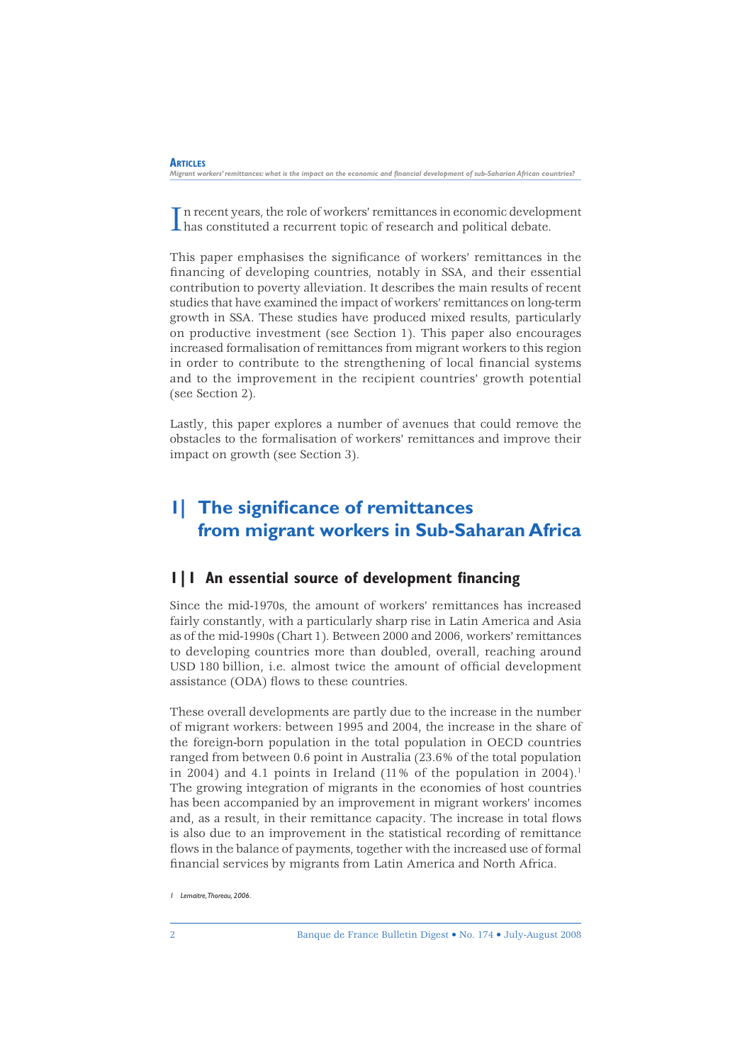In recent years, the role of workers' remittances in economic development has constituted a recurrent topic of research and political debate.

This paper emphasises the significance of workers' remittances in the financing of developing countries, notably in SSA, and their essential contribution to poverty alleviation. It describes the main results of recent studies that have examined the impact of workers' remittances on long-term growth in SSA. These studies have produced mixed results, particularly on productive investment (see Section 1). This paper also encourages increased formalisation of remittances from migrant workers to this region in order to contribute to the strengthening of local financial systems and to the improvement in the recipient countries' growth potential (see Section 2).

Lastly, this paper explores a number of avenues that could remove the obstacles to the formalisation of workers' remittances and improve their impact on growth (see Section 3).

# 1| The significance of remittances from migrant workers in Sub-Saharan Africa

## 1|1 An essential source of development financing

Since the mid-1970s, the amount of workers' remittances has increased fairly constantly, with a particularly sharp rise in Latin America and Asia as of the mid-1990s (Chart 1). Between 2000 and 2006, workers' remittances to developing countries more than doubled, overall, reaching around USD 180 billion, i.e. almost twice the amount of official development assistance (ODA) flows to these countries.

These overall developments are partly due to the increase in the number of migrant workers: between 1995 and 2004, the increase in the share of the foreign-born population in the total population in OECD countries ranged from between 0.6 point in Australia (23.6% of the total population in 2004) and 4.1 points in Ireland (11% of the population in 2004).[1] The growing integration of migrants in the economies of host countries has been accompanied by an improvement in migrant workers' incomes and, as a result, in their remittance capacity. The increase in total flows is also due to an improvement in the statistical recording of remittance flows in the balance of payments, together with the increased use of formal financial services by migrants from Latin America and North Africa.

[1] Lemaitre, Thoreau, 2006.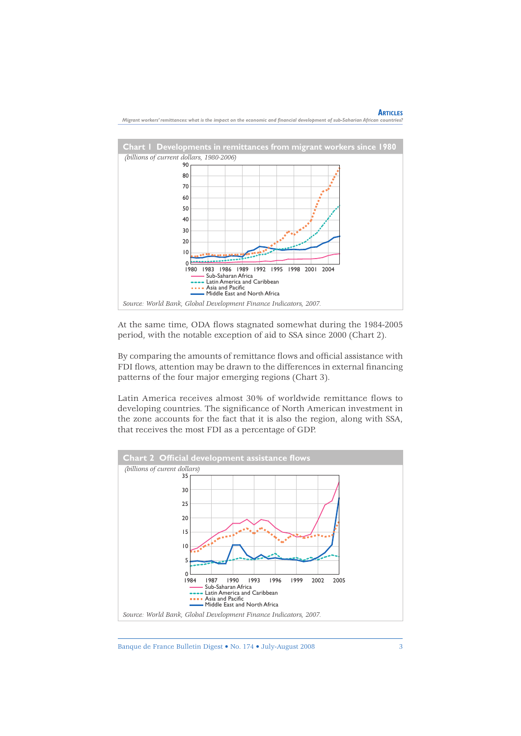**Chart 1 Developments in remittances from migrant workers since 1980**

*(billions of current dollars, 1980-2006)*

Sub-Saharan Africa
Latin America and Caribbean
Asia and Pacific
Middle East and North Africa

*Source: World Bank, Global Development Finance Indicators, 2007.*

At the same time, ODA flows stagnated somewhat during the 1984-2005 period, with the notable exception of aid to SSA since 2000 (Chart 2).

By comparing the amounts of remittance flows and official assistance with FDI flows, attention may be drawn to the differences in external financing patterns of the four major emerging regions (Chart 3).

Latin America receives almost 30% of worldwide remittance flows to developing countries. The significance of North American investment in the zone accounts for the fact that it is also the region, along with SSA, that receives the most FDI as a percentage of GDP.

**Chart 2 Official development assistance flows**

*(billions of curent dollars)*

Sub-Saharan Africa
Latin America and Caribbean
Asia and Pacific
Middle East and North Africa

*Source: World Bank, Global Development Finance Indicators, 2007.*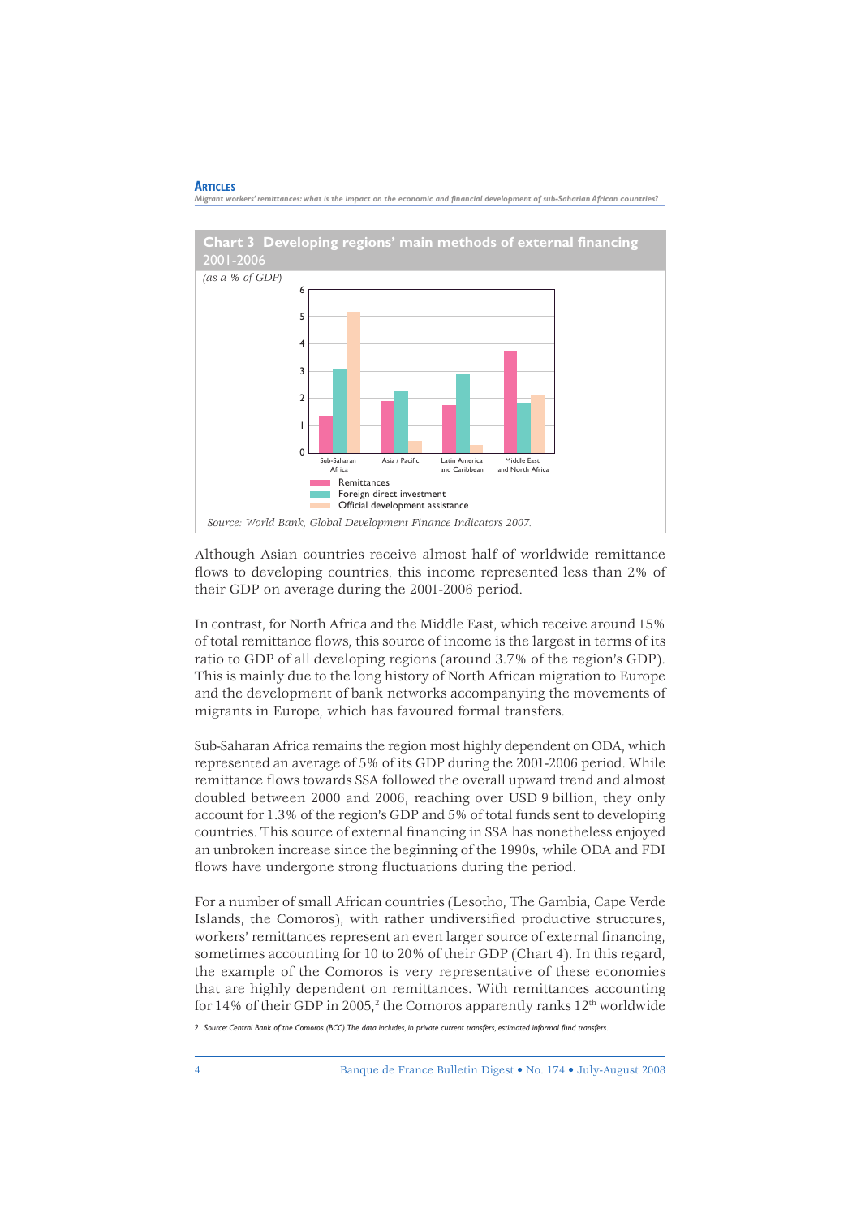**Chart 3 Developing regions' main methods of external financing**
2001-2006

*(as a % of GDP)*

Source: World Bank, Global Development Finance Indicators 2007.

Although Asian countries receive almost half of worldwide remittance flows to developing countries, this income represented less than 2% of their GDP on average during the 2001-2006 period.

In contrast, for North Africa and the Middle East, which receive around 15% of total remittance flows, this source of income is the largest in terms of its ratio to GDP of all developing regions (around 3.7% of the region's GDP). This is mainly due to the long history of North African migration to Europe and the development of bank networks accompanying the movements of migrants in Europe, which has favoured formal transfers.

Sub-Saharan Africa remains the region most highly dependent on ODA, which represented an average of 5% of its GDP during the 2001-2006 period. While remittance flows towards SSA followed the overall upward trend and almost doubled between 2000 and 2006, reaching over USD 9 billion, they only account for 1.3% of the region's GDP and 5% of total funds sent to developing countries. This source of external financing in SSA has nonetheless enjoyed an unbroken increase since the beginning of the 1990s, while ODA and FDI flows have undergone strong fluctuations during the period.

For a number of small African countries (Lesotho, The Gambia, Cape Verde Islands, the Comoros), with rather undiversified productive structures, workers' remittances represent an even larger source of external financing, sometimes accounting for 10 to 20% of their GDP (Chart 4). In this regard, the example of the Comoros is very representative of these economies that are highly dependent on remittances. With remittances accounting for 14% of their GDP in 2005,[2] the Comoros apparently ranks 12th worldwide

[2] Source: Central Bank of the Comoros (BCC). The data includes, in private current transfers, estimated informal fund transfers.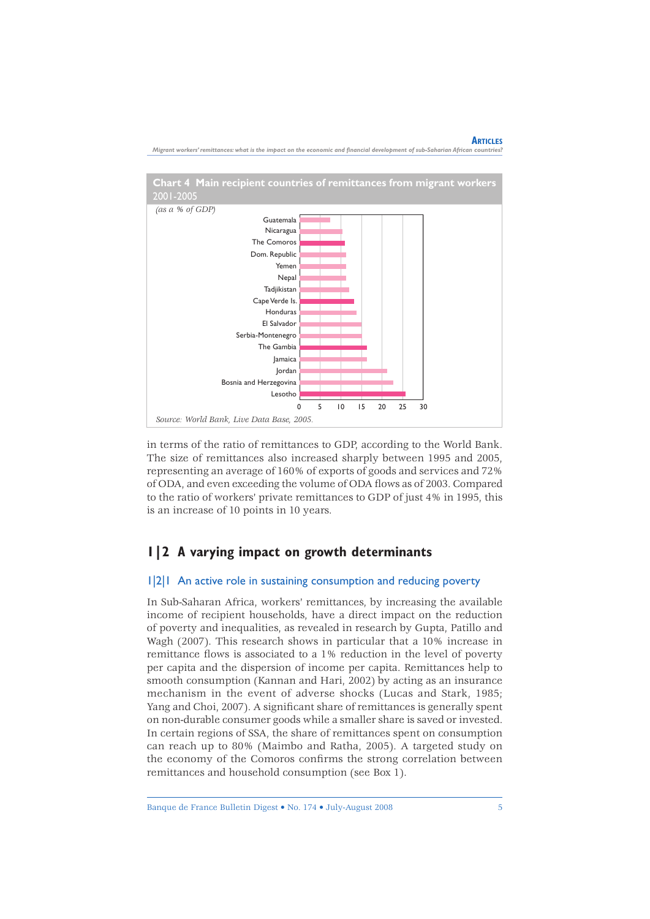**Chart 4 Main recipient countries of remittances from migrant workers 2001-2005**

*(as a % of GDP)*

Guatemala
Nicaragua
The Comoros
Dom. Republic
Yemen
Nepal
Tadjikistan
Cape Verde Is.
Honduras
El Salvador
Serbia-Montenegro
The Gambia
Jamaica
Jordan
Bosnia and Herzegovina
Lesotho

0 5 10 15 20 25 30

*Source: World Bank, Live Data Base, 2005.*

in terms of the ratio of remittances to GDP, according to the World Bank. The size of remittances also increased sharply between 1995 and 2005, representing an average of 160% of exports of goods and services and 72% of ODA, and even exceeding the volume of ODA flows as of 2003. Compared to the ratio of workers' private remittances to GDP of just 4% in 1995, this is an increase of 10 points in 10 years.

## 1|2 A varying impact on growth determinants

### 1|2|1 An active role in sustaining consumption and reducing poverty

In Sub-Saharan Africa, workers' remittances, by increasing the available income of recipient households, have a direct impact on the reduction of poverty and inequalities, as revealed in research by Gupta, Patillo and Wagh (2007). This research shows in particular that a 10% increase in remittance flows is associated to a 1% reduction in the level of poverty per capita and the dispersion of income per capita. Remittances help to smooth consumption (Kannan and Hari, 2002) by acting as an insurance mechanism in the event of adverse shocks (Lucas and Stark, 1985; Yang and Choi, 2007). A significant share of remittances is generally spent on non-durable consumer goods while a smaller share is saved or invested. In certain regions of SSA, the share of remittances spent on consumption can reach up to 80% (Maimbo and Ratha, 2005). A targeted study on the economy of the Comoros confirms the strong correlation between remittances and household consumption (see Box 1).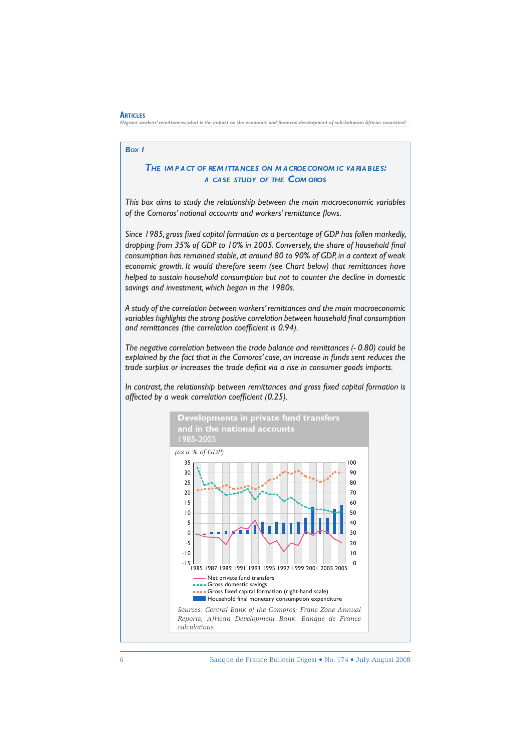Box 1

## The impact of remittances on macroeconomic variables: a case study of the Comoros

*This box aims to study the relationship between the main macroeconomic variables of the Comoros' national accounts and workers' remittance flows.*

*Since 1985, gross fixed capital formation as a percentage of GDP has fallen markedly, dropping from 35% of GDP to 10% in 2005. Conversely, the share of household final consumption has remained stable, at around 80 to 90% of GDP, in a context of weak economic growth. It would therefore seem (see Chart below) that remittances have helped to sustain household consumption but not to counter the decline in domestic savings and investment, which began in the 1980s.*

*A study of the correlation between workers' remittances and the main macroeconomic variables highlights the strong positive correlation between household final consumption and remittances (the correlation coefficient is 0.94).*

*The negative correlation between the trade balance and remittances (- 0.80) could be explained by the fact that in the Comoros' case, an increase in funds sent reduces the trade surplus or increases the trade deficit via a rise in consumer goods imports.*

*In contrast, the relationship between remittances and gross fixed capital formation is affected by a weak correlation coefficient (0.25).*

**Developments in private fund transfers and in the national accounts**
1985-2005

*(as a % of GDP)*

Legend:
- Net private fund transfers
- Gross domestic savings
- Gross fixed capital formation (right-hand scale)
- Household final monetary consumption expenditure

*Sources: Central Bank of the Comoros; Franc Zone Annual Reports; African Development Bank. Banque de France calculations.*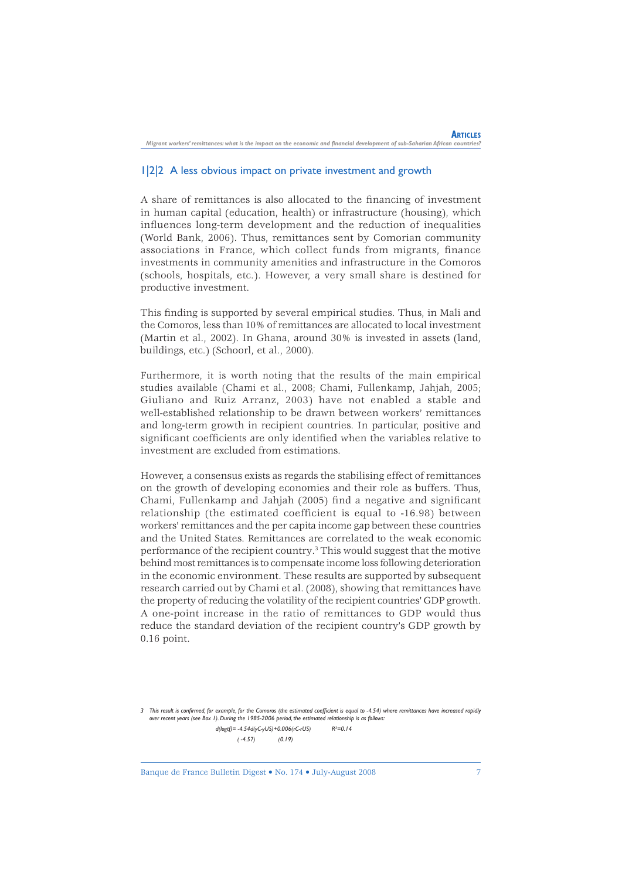### 1|2|2 A less obvious impact on private investment and growth

A share of remittances is also allocated to the financing of investment in human capital (education, health) or infrastructure (housing), which influences long-term development and the reduction of inequalities (World Bank, 2006). Thus, remittances sent by Comorian community associations in France, which collect funds from migrants, finance investments in community amenities and infrastructure in the Comoros (schools, hospitals, etc.). However, a very small share is destined for productive investment.

This finding is supported by several empirical studies. Thus, in Mali and the Comoros, less than 10% of remittances are allocated to local investment (Martin et al., 2002). In Ghana, around 30% is invested in assets (land, buildings, etc.) (Schoorl, et al., 2000).

Furthermore, it is worth noting that the results of the main empirical studies available (Chami et al., 2008; Chami, Fullenkamp, Jahjah, 2005; Giuliano and Ruiz Arranz, 2003) have not enabled a stable and well-established relationship to be drawn between workers' remittances and long-term growth in recipient countries. In particular, positive and significant coefficients are only identified when the variables relative to investment are excluded from estimations.

However, a consensus exists as regards the stabilising effect of remittances on the growth of developing economies and their role as buffers. Thus, Chami, Fullenkamp and Jahjah (2005) find a negative and significant relationship (the estimated coefficient is equal to -16.98) between workers' remittances and the per capita income gap between these countries and the United States. Remittances are correlated to the weak economic performance of the recipient country.[3] This would suggest that the motive behind most remittances is to compensate income loss following deterioration in the economic environment. These results are supported by subsequent research carried out by Chami et al. (2008), showing that remittances have the property of reducing the volatility of the recipient countries' GDP growth. A one-point increase in the ratio of remittances to GDP would thus reduce the standard deviation of the recipient country's GDP growth by 0.16 point.

---

*3 This result is confirmed, for example, for the Comoros (the estimated coefficient is equal to -4.54) where remittances have increased rapidly over recent years (see Box 1). During the 1985-2006 period, the estimated relationship is as follows:*

$$d(\log tf) = -4.54\, d(yC\text{-}yUS) + 0.006\,(rC\text{-}rUS) \qquad R^2 = 0.14$$
$$(-4.57) \qquad\qquad (0.19)$$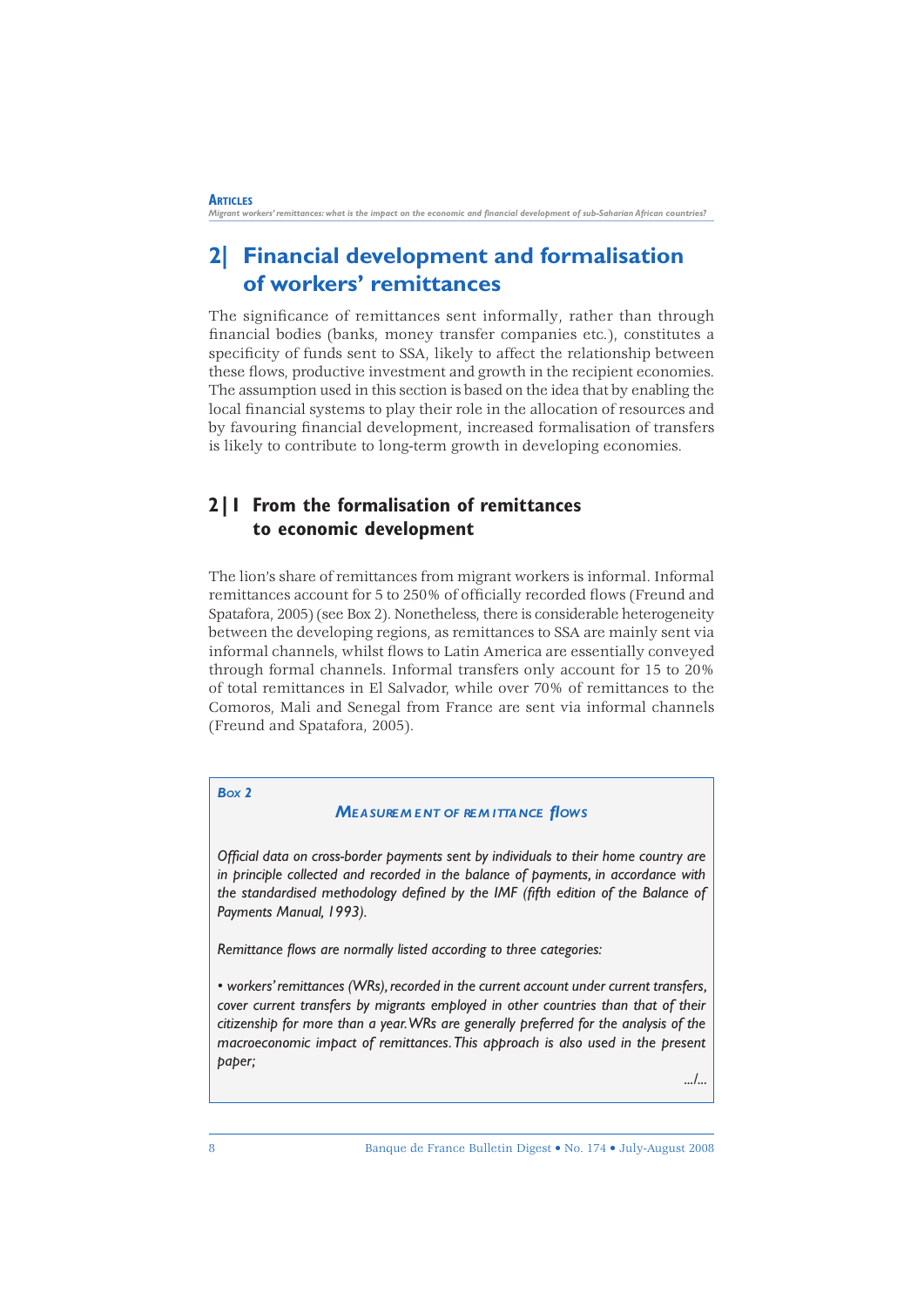## 2| Financial development and formalisation of workers' remittances

The significance of remittances sent informally, rather than through financial bodies (banks, money transfer companies etc.), constitutes a specificity of funds sent to SSA, likely to affect the relationship between these flows, productive investment and growth in the recipient economies. The assumption used in this section is based on the idea that by enabling the local financial systems to play their role in the allocation of resources and by favouring financial development, increased formalisation of transfers is likely to contribute to long-term growth in developing economies.

### 2|1 From the formalisation of remittances to economic development

The lion's share of remittances from migrant workers is informal. Informal remittances account for 5 to 250% of officially recorded flows (Freund and Spatafora, 2005) (see Box 2). Nonetheless, there is considerable heterogeneity between the developing regions, as remittances to SSA are mainly sent via informal channels, whilst flows to Latin America are essentially conveyed through formal channels. Informal transfers only account for 15 to 20% of total remittances in El Salvador, while over 70% of remittances to the Comoros, Mali and Senegal from France are sent via informal channels (Freund and Spatafora, 2005).

**Box 2**

**Measurement of remittance flows**

*Official data on cross-border payments sent by individuals to their home country are in principle collected and recorded in the balance of payments, in accordance with the standardised methodology defined by the IMF (fifth edition of the Balance of Payments Manual, 1993).*

*Remittance flows are normally listed according to three categories:*

- *workers' remittances (WRs), recorded in the current account under current transfers, cover current transfers by migrants employed in other countries than that of their citizenship for more than a year. WRs are generally preferred for the analysis of the macroeconomic impact of remittances. This approach is also used in the present paper;*

*.../...*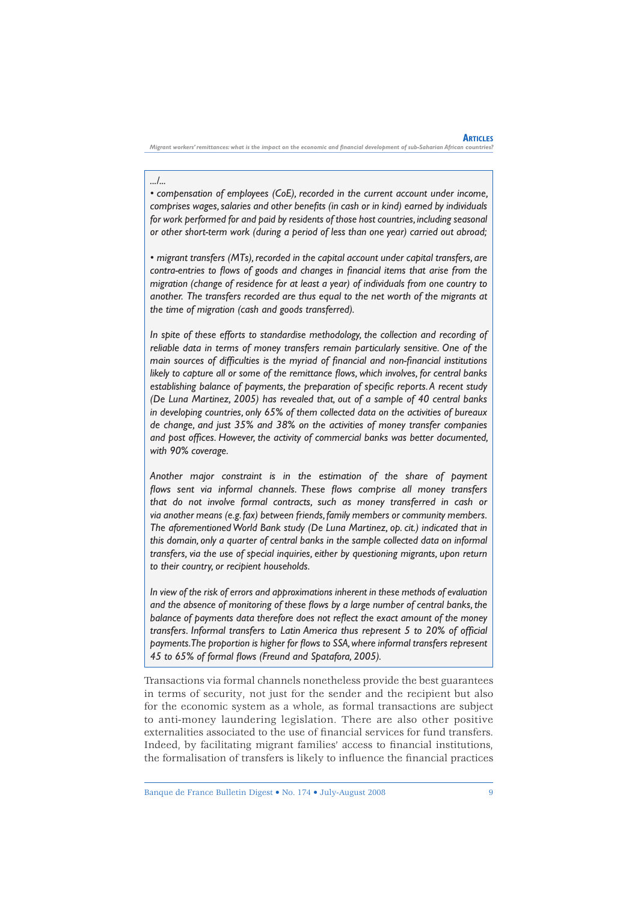*.../...*

*• compensation of employees (CoE), recorded in the current account under income, comprises wages, salaries and other benefits (in cash or in kind) earned by individuals for work performed for and paid by residents of those host countries, including seasonal or other short-term work (during a period of less than one year) carried out abroad;*

*• migrant transfers (MTs), recorded in the capital account under capital transfers, are contra-entries to flows of goods and changes in financial items that arise from the migration (change of residence for at least a year) of individuals from one country to another. The transfers recorded are thus equal to the net worth of the migrants at the time of migration (cash and goods transferred).*

*In spite of these efforts to standardise methodology, the collection and recording of reliable data in terms of money transfers remain particularly sensitive. One of the main sources of difficulties is the myriad of financial and non-financial institutions likely to capture all or some of the remittance flows, which involves, for central banks establishing balance of payments, the preparation of specific reports. A recent study (De Luna Martinez, 2005) has revealed that, out of a sample of 40 central banks in developing countries, only 65% of them collected data on the activities of bureaux de change, and just 35% and 38% on the activities of money transfer companies and post offices. However, the activity of commercial banks was better documented, with 90% coverage.*

*Another major constraint is in the estimation of the share of payment flows sent via informal channels. These flows comprise all money transfers that do not involve formal contracts, such as money transferred in cash or via another means (e.g. fax) between friends, family members or community members. The aforementioned World Bank study (De Luna Martinez, op. cit.) indicated that in this domain, only a quarter of central banks in the sample collected data on informal transfers, via the use of special inquiries, either by questioning migrants, upon return to their country, or recipient households.*

*In view of the risk of errors and approximations inherent in these methods of evaluation and the absence of monitoring of these flows by a large number of central banks, the balance of payments data therefore does not reflect the exact amount of the money transfers. Informal transfers to Latin America thus represent 5 to 20% of official payments. The proportion is higher for flows to SSA, where informal transfers represent 45 to 65% of formal flows (Freund and Spatafora, 2005).*

Transactions via formal channels nonetheless provide the best guarantees in terms of security, not just for the sender and the recipient but also for the economic system as a whole, as formal transactions are subject to anti-money laundering legislation. There are also other positive externalities associated to the use of financial services for fund transfers. Indeed, by facilitating migrant families' access to financial institutions, the formalisation of transfers is likely to influence the financial practices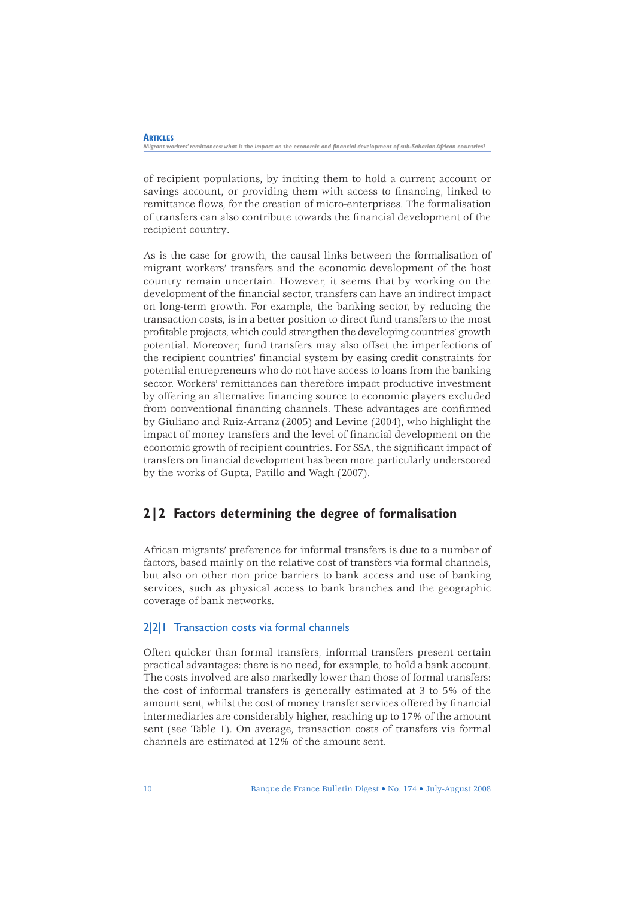of recipient populations, by inciting them to hold a current account or savings account, or providing them with access to financing, linked to remittance flows, for the creation of micro-enterprises. The formalisation of transfers can also contribute towards the financial development of the recipient country.

As is the case for growth, the causal links between the formalisation of migrant workers' transfers and the economic development of the host country remain uncertain. However, it seems that by working on the development of the financial sector, transfers can have an indirect impact on long-term growth. For example, the banking sector, by reducing the transaction costs, is in a better position to direct fund transfers to the most profitable projects, which could strengthen the developing countries' growth potential. Moreover, fund transfers may also offset the imperfections of the recipient countries' financial system by easing credit constraints for potential entrepreneurs who do not have access to loans from the banking sector. Workers' remittances can therefore impact productive investment by offering an alternative financing source to economic players excluded from conventional financing channels. These advantages are confirmed by Giuliano and Ruiz-Arranz (2005) and Levine (2004), who highlight the impact of money transfers and the level of financial development on the economic growth of recipient countries. For SSA, the significant impact of transfers on financial development has been more particularly underscored by the works of Gupta, Patillo and Wagh (2007).

## 2|2 Factors determining the degree of formalisation

African migrants' preference for informal transfers is due to a number of factors, based mainly on the relative cost of transfers via formal channels, but also on other non price barriers to bank access and use of banking services, such as physical access to bank branches and the geographic coverage of bank networks.

### 2|2|1 Transaction costs via formal channels

Often quicker than formal transfers, informal transfers present certain practical advantages: there is no need, for example, to hold a bank account. The costs involved are also markedly lower than those of formal transfers: the cost of informal transfers is generally estimated at 3 to 5% of the amount sent, whilst the cost of money transfer services offered by financial intermediaries are considerably higher, reaching up to 17% of the amount sent (see Table 1). On average, transaction costs of transfers via formal channels are estimated at 12% of the amount sent.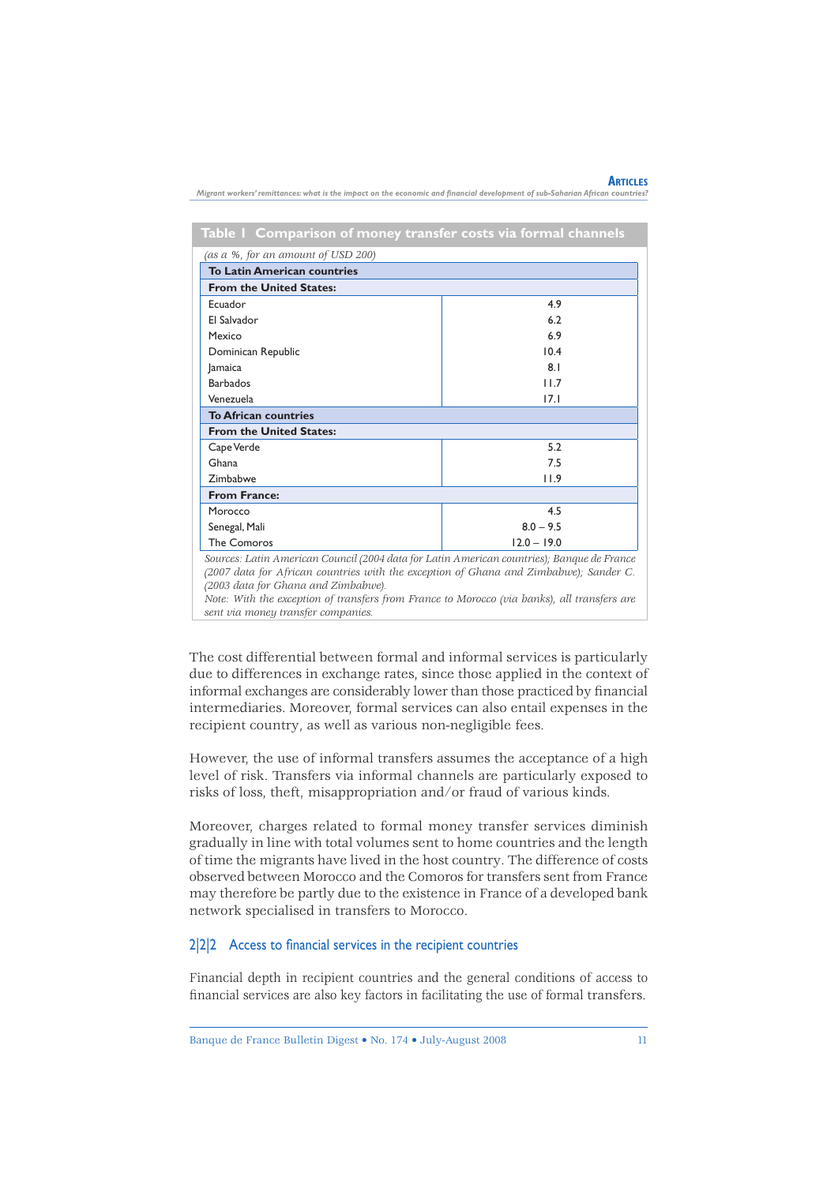**Table 1 Comparison of money transfer costs via formal channels**

*(as a %, for an amount of USD 200)*

| | |
|---|---|
| **To Latin American countries** | |
| **From the United States:** | |
| Ecuador | 4.9 |
| El Salvador | 6.2 |
| Mexico | 6.9 |
| Dominican Republic | 10.4 |
| Jamaica | 8.1 |
| Barbados | 11.7 |
| Venezuela | 17.1 |
| **To African countries** | |
| **From the United States:** | |
| Cape Verde | 5.2 |
| Ghana | 7.5 |
| Zimbabwe | 11.9 |
| **From France:** | |
| Morocco | 4.5 |
| Senegal, Mali | 8.0 – 9.5 |
| The Comoros | 12.0 – 19.0 |

*Sources: Latin American Council (2004 data for Latin American countries); Banque de France (2007 data for African countries with the exception of Ghana and Zimbabwe); Sander C. (2003 data for Ghana and Zimbabwe).*
*Note: With the exception of transfers from France to Morocco (via banks), all transfers are sent via money transfer companies.*

The cost differential between formal and informal services is particularly due to differences in exchange rates, since those applied in the context of informal exchanges are considerably lower than those practiced by financial intermediaries. Moreover, formal services can also entail expenses in the recipient country, as well as various non-negligible fees.

However, the use of informal transfers assumes the acceptance of a high level of risk. Transfers via informal channels are particularly exposed to risks of loss, theft, misappropriation and/or fraud of various kinds.

Moreover, charges related to formal money transfer services diminish gradually in line with total volumes sent to home countries and the length of time the migrants have lived in the host country. The difference of costs observed between Morocco and the Comoros for transfers sent from France may therefore be partly due to the existence in France of a developed bank network specialised in transfers to Morocco.

### 2|2|2 Access to financial services in the recipient countries

Financial depth in recipient countries and the general conditions of access to financial services are also key factors in facilitating the use of formal transfers.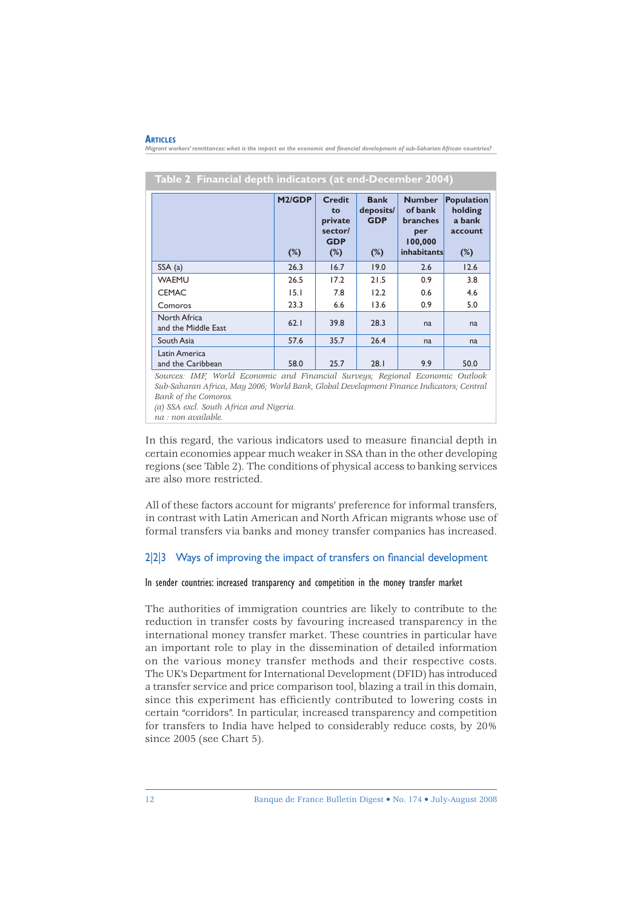**Table 2 Financial depth indicators (at end-December 2004)**

| | M2/GDP (%) | Credit to private sector/ GDP (%) | Bank deposits/ GDP (%) | Number of bank branches per 100,000 inhabitants | Population holding a bank account (%) |
|---|---|---|---|---|---|
| SSA (a) | 26.3 | 16.7 | 19.0 | 2.6 | 12.6 |
| WAEMU | 26.5 | 17.2 | 21.5 | 0.9 | 3.8 |
| CEMAC | 15.1 | 7.8 | 12.2 | 0.6 | 4.6 |
| Comoros | 23.3 | 6.6 | 13.6 | 0.9 | 5.0 |
| North Africa and the Middle East | 62.1 | 39.8 | 28.3 | na | na |
| South Asia | 57.6 | 35.7 | 26.4 | na | na |
| Latin America and the Caribbean | 58.0 | 25.7 | 28.1 | 9.9 | 50.0 |

*Sources: IMF, World Economic and Financial Surveys; Regional Economic Outlook Sub-Saharan Africa, May 2006; World Bank, Global Development Finance Indicators; Central Bank of the Comoros.*
*(a) SSA excl. South Africa and Nigeria.*
*na : non available.*

In this regard, the various indicators used to measure financial depth in certain economies appear much weaker in SSA than in the other developing regions (see Table 2). The conditions of physical access to banking services are also more restricted.

All of these factors account for migrants' preference for informal transfers, in contrast with Latin American and North African migrants whose use of formal transfers via banks and money transfer companies has increased.

### 2|2|3 Ways of improving the impact of transfers on financial development

#### In sender countries: increased transparency and competition in the money transfer market

The authorities of immigration countries are likely to contribute to the reduction in transfer costs by favouring increased transparency in the international money transfer market. These countries in particular have an important role to play in the dissemination of detailed information on the various money transfer methods and their respective costs. The UK's Department for International Development (DFID) has introduced a transfer service and price comparison tool, blazing a trail in this domain, since this experiment has efficiently contributed to lowering costs in certain "corridors". In particular, increased transparency and competition for transfers to India have helped to considerably reduce costs, by 20% since 2005 (see Chart 5).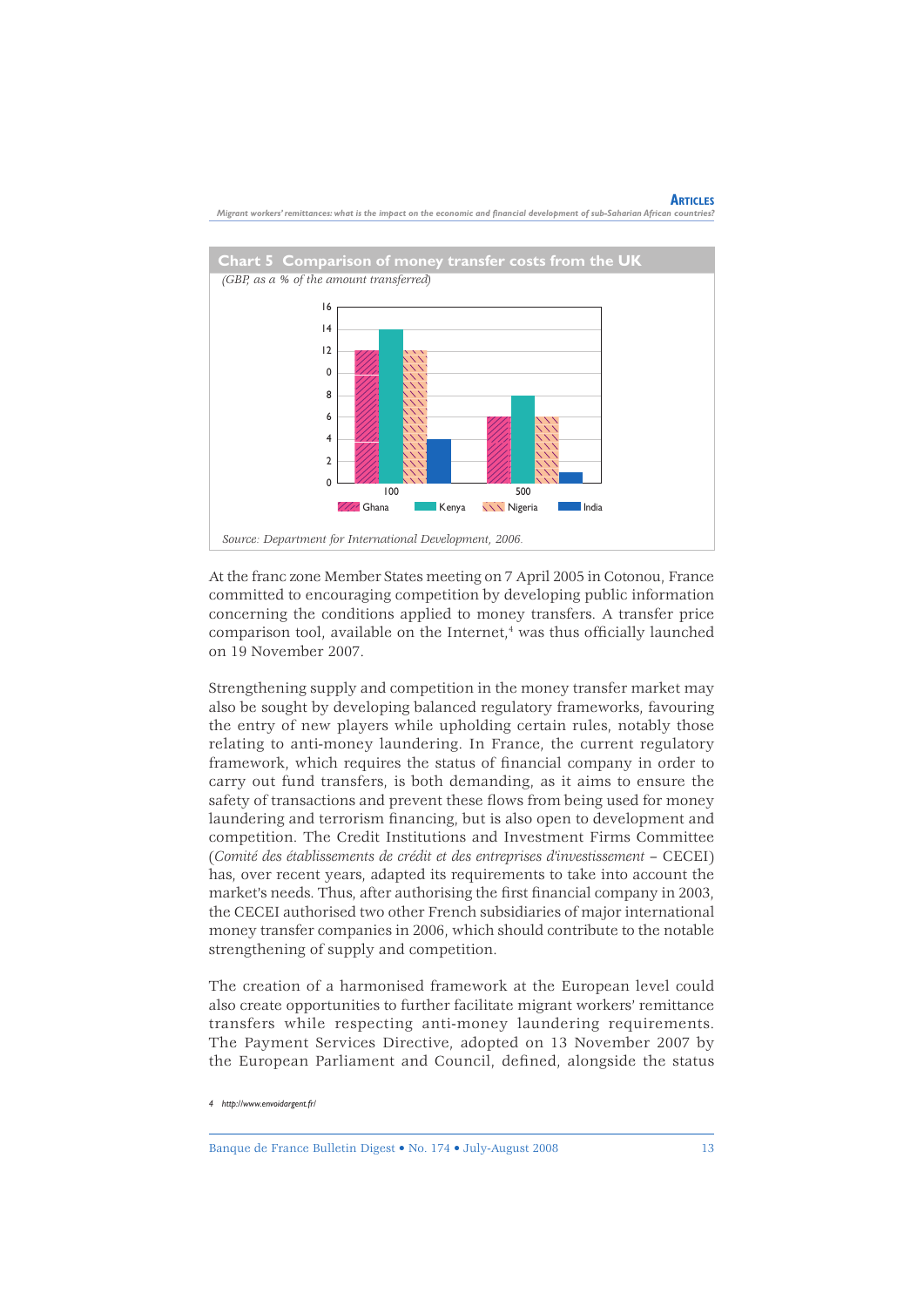**Chart 5 Comparison of money transfer costs from the UK**

*(GBP, as a % of the amount transferred)*

| Amount transferred | Ghana | Kenya | Nigeria | India |
|---|---|---|---|---|
| 100 | 12 | 14 | 12 | 4 |
| 500 | 6 | 8 | 6 | 1 |

*Source: Department for International Development, 2006.*

At the franc zone Member States meeting on 7 April 2005 in Cotonou, France committed to encouraging competition by developing public information concerning the conditions applied to money transfers. A transfer price comparison tool, available on the Internet,[4] was thus officially launched on 19 November 2007.

Strengthening supply and competition in the money transfer market may also be sought by developing balanced regulatory frameworks, favouring the entry of new players while upholding certain rules, notably those relating to anti-money laundering. In France, the current regulatory framework, which requires the status of financial company in order to carry out fund transfers, is both demanding, as it aims to ensure the safety of transactions and prevent these flows from being used for money laundering and terrorism financing, but is also open to development and competition. The Credit Institutions and Investment Firms Committee (*Comité des établissements de crédit et des entreprises d'investissement* – CECEI) has, over recent years, adapted its requirements to take into account the market's needs. Thus, after authorising the first financial company in 2003, the CECEI authorised two other French subsidiaries of major international money transfer companies in 2006, which should contribute to the notable strengthening of supply and competition.

The creation of a harmonised framework at the European level could also create opportunities to further facilitate migrant workers' remittance transfers while respecting anti-money laundering requirements. The Payment Services Directive, adopted on 13 November 2007 by the European Parliament and Council, defined, alongside the status

4 http://www.envoidargent.fr/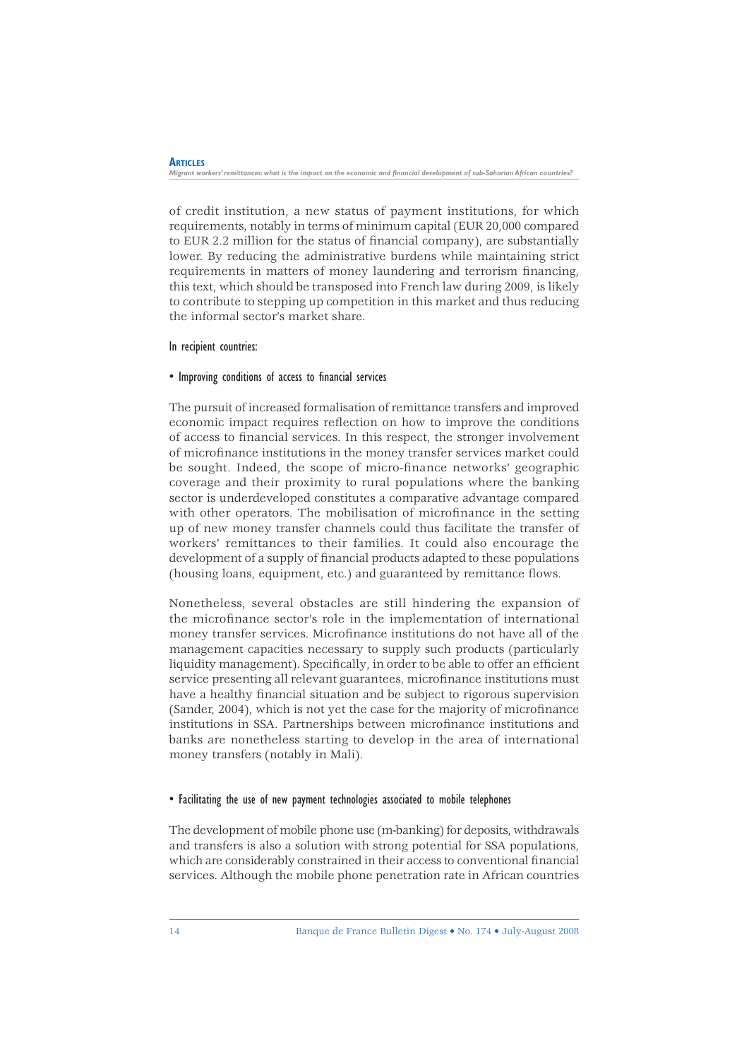of credit institution, a new status of payment institutions, for which requirements, notably in terms of minimum capital (EUR 20,000 compared to EUR 2.2 million for the status of financial company), are substantially lower. By reducing the administrative burdens while maintaining strict requirements in matters of money laundering and terrorism financing, this text, which should be transposed into French law during 2009, is likely to contribute to stepping up competition in this market and thus reducing the informal sector's market share.

In recipient countries:

• Improving conditions of access to financial services

The pursuit of increased formalisation of remittance transfers and improved economic impact requires reflection on how to improve the conditions of access to financial services. In this respect, the stronger involvement of microfinance institutions in the money transfer services market could be sought. Indeed, the scope of micro-finance networks' geographic coverage and their proximity to rural populations where the banking sector is underdeveloped constitutes a comparative advantage compared with other operators. The mobilisation of microfinance in the setting up of new money transfer channels could thus facilitate the transfer of workers' remittances to their families. It could also encourage the development of a supply of financial products adapted to these populations (housing loans, equipment, etc.) and guaranteed by remittance flows.

Nonetheless, several obstacles are still hindering the expansion of the microfinance sector's role in the implementation of international money transfer services. Microfinance institutions do not have all of the management capacities necessary to supply such products (particularly liquidity management). Specifically, in order to be able to offer an efficient service presenting all relevant guarantees, microfinance institutions must have a healthy financial situation and be subject to rigorous supervision (Sander, 2004), which is not yet the case for the majority of microfinance institutions in SSA. Partnerships between microfinance institutions and banks are nonetheless starting to develop in the area of international money transfers (notably in Mali).

• Facilitating the use of new payment technologies associated to mobile telephones

The development of mobile phone use (m-banking) for deposits, withdrawals and transfers is also a solution with strong potential for SSA populations, which are considerably constrained in their access to conventional financial services. Although the mobile phone penetration rate in African countries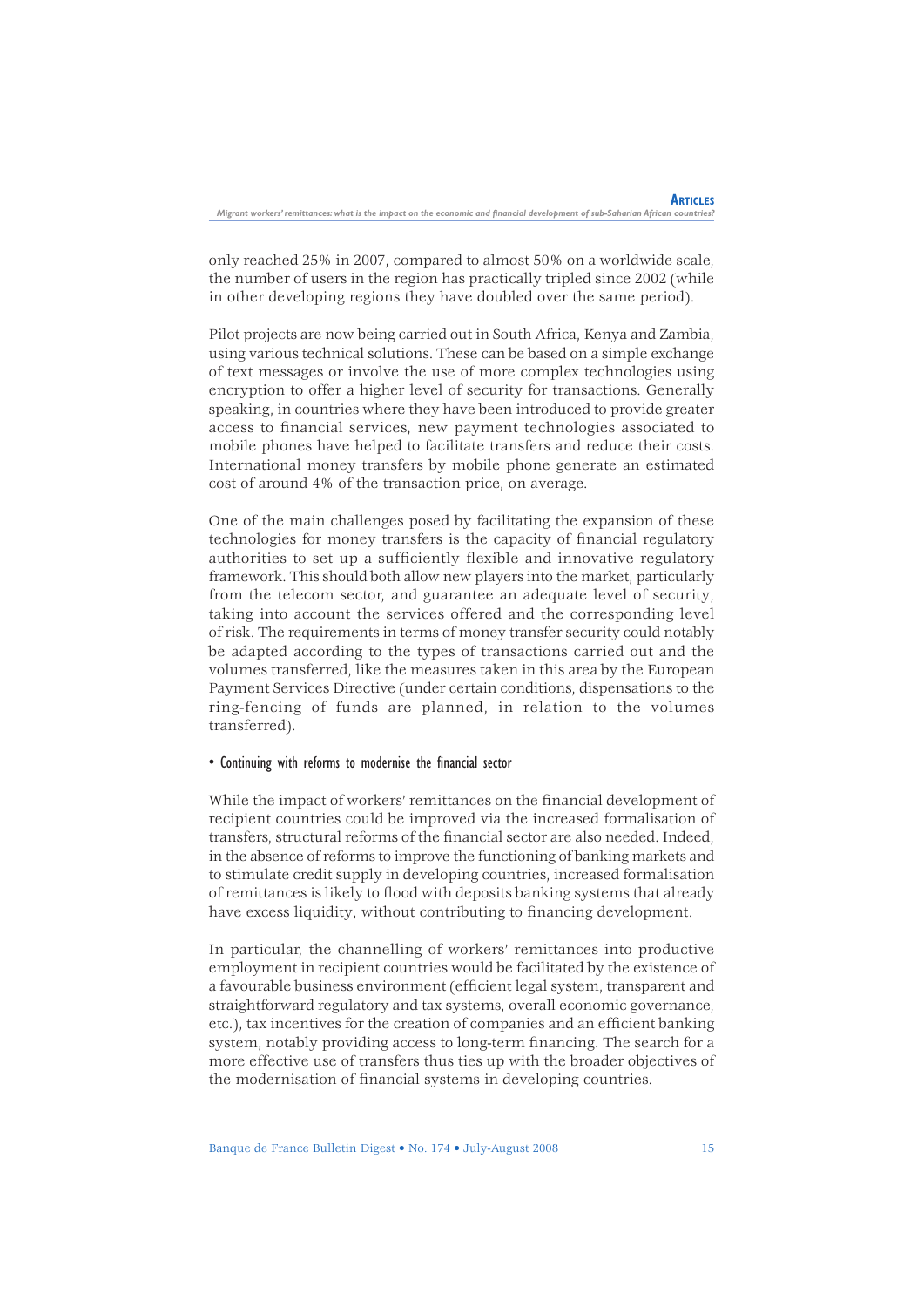only reached 25% in 2007, compared to almost 50% on a worldwide scale, the number of users in the region has practically tripled since 2002 (while in other developing regions they have doubled over the same period).

Pilot projects are now being carried out in South Africa, Kenya and Zambia, using various technical solutions. These can be based on a simple exchange of text messages or involve the use of more complex technologies using encryption to offer a higher level of security for transactions. Generally speaking, in countries where they have been introduced to provide greater access to financial services, new payment technologies associated to mobile phones have helped to facilitate transfers and reduce their costs. International money transfers by mobile phone generate an estimated cost of around 4% of the transaction price, on average.

One of the main challenges posed by facilitating the expansion of these technologies for money transfers is the capacity of financial regulatory authorities to set up a sufficiently flexible and innovative regulatory framework. This should both allow new players into the market, particularly from the telecom sector, and guarantee an adequate level of security, taking into account the services offered and the corresponding level of risk. The requirements in terms of money transfer security could notably be adapted according to the types of transactions carried out and the volumes transferred, like the measures taken in this area by the European Payment Services Directive (under certain conditions, dispensations to the ring-fencing of funds are planned, in relation to the volumes transferred).

- Continuing with reforms to modernise the financial sector

While the impact of workers' remittances on the financial development of recipient countries could be improved via the increased formalisation of transfers, structural reforms of the financial sector are also needed. Indeed, in the absence of reforms to improve the functioning of banking markets and to stimulate credit supply in developing countries, increased formalisation of remittances is likely to flood with deposits banking systems that already have excess liquidity, without contributing to financing development.

In particular, the channelling of workers' remittances into productive employment in recipient countries would be facilitated by the existence of a favourable business environment (efficient legal system, transparent and straightforward regulatory and tax systems, overall economic governance, etc.), tax incentives for the creation of companies and an efficient banking system, notably providing access to long-term financing. The search for a more effective use of transfers thus ties up with the broader objectives of the modernisation of financial systems in developing countries.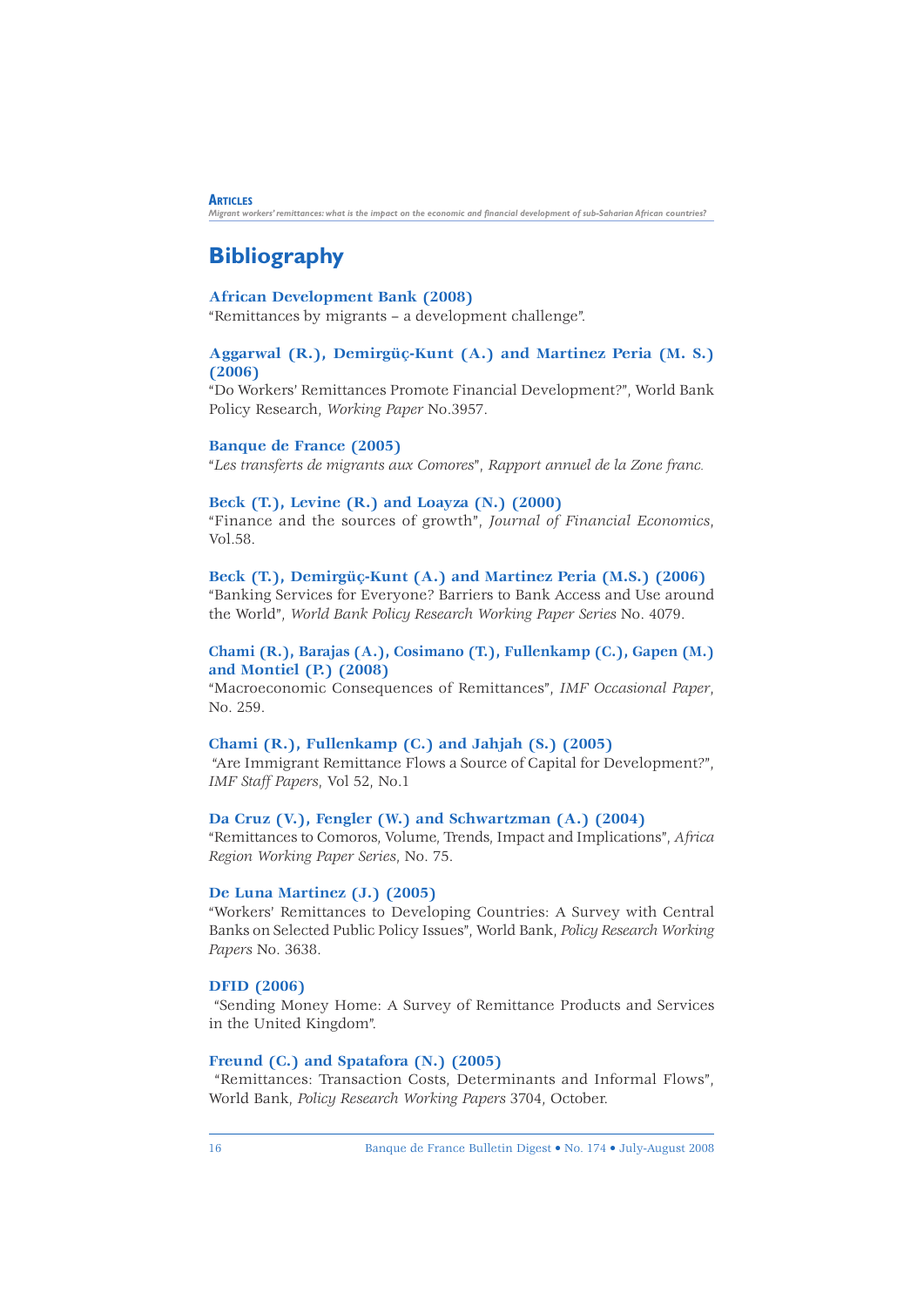## Bibliography

**African Development Bank (2008)**
"Remittances by migrants – a development challenge".

**Aggarwal (R.), Demirgüç-Kunt (A.) and Martinez Peria (M. S.) (2006)**
"Do Workers' Remittances Promote Financial Development?", World Bank Policy Research, *Working Paper* No.3957.

**Banque de France (2005)**
"*Les transferts de migrants aux Comores*", *Rapport annuel de la Zone franc.*

**Beck (T.), Levine (R.) and Loayza (N.) (2000)**
"Finance and the sources of growth", *Journal of Financial Economics*, Vol.58.

**Beck (T.), Demirgüç-Kunt (A.) and Martinez Peria (M.S.) (2006)**
"Banking Services for Everyone? Barriers to Bank Access and Use around the World", *World Bank Policy Research Working Paper Series* No. 4079.

**Chami (R.), Barajas (A.), Cosimano (T.), Fullenkamp (C.), Gapen (M.) and Montiel (P.) (2008)**
"Macroeconomic Consequences of Remittances", *IMF Occasional Paper*, No. 259.

**Chami (R.), Fullenkamp (C.) and Jahjah (S.) (2005)**
"Are Immigrant Remittance Flows a Source of Capital for Development?", *IMF Staff Papers*, Vol 52, No.1

**Da Cruz (V.), Fengler (W.) and Schwartzman (A.) (2004)**
"Remittances to Comoros, Volume, Trends, Impact and Implications", *Africa Region Working Paper Series*, No. 75.

**De Luna Martinez (J.) (2005)**
"Workers' Remittances to Developing Countries: A Survey with Central Banks on Selected Public Policy Issues", World Bank, *Policy Research Working Papers* No. 3638.

**DFID (2006)**
"Sending Money Home: A Survey of Remittance Products and Services in the United Kingdom".

**Freund (C.) and Spatafora (N.) (2005)**
"Remittances: Transaction Costs, Determinants and Informal Flows", World Bank, *Policy Research Working Papers* 3704, October.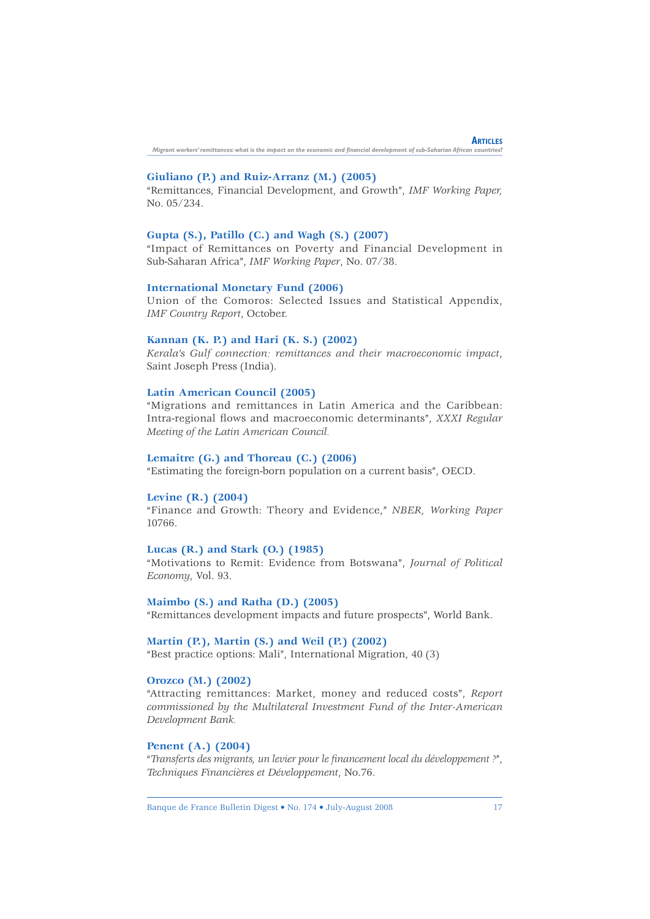**Giuliano (P.) and Ruiz-Arranz (M.) (2005)**
"Remittances, Financial Development, and Growth", *IMF Working Paper,* No. 05/234.

**Gupta (S.), Patillo (C.) and Wagh (S.) (2007)**
"Impact of Remittances on Poverty and Financial Development in Sub-Saharan Africa", *IMF Working Paper*, No. 07/38.

**International Monetary Fund (2006)**
Union of the Comoros: Selected Issues and Statistical Appendix, *IMF Country Report*, October.

**Kannan (K. P.) and Hari (K. S.) (2002)**
*Kerala's Gulf connection: remittances and their macroeconomic impact*, Saint Joseph Press (India).

**Latin American Council (2005)**
"Migrations and remittances in Latin America and the Caribbean: Intra-regional flows and macroeconomic determinants", *XXXI Regular Meeting of the Latin American Council.*

**Lemaitre (G.) and Thoreau (C.) (2006)**
"Estimating the foreign-born population on a current basis", OECD.

**Levine (R.) (2004)**
"Finance and Growth: Theory and Evidence," *NBER, Working Paper* 10766.

**Lucas (R.) and Stark (O.) (1985)**
"Motivations to Remit: Evidence from Botswana", *Journal of Political Economy*, Vol. 93.

**Maimbo (S.) and Ratha (D.) (2005)**
"Remittances development impacts and future prospects", World Bank.

**Martin (P.), Martin (S.) and Weil (P.) (2002)**
"Best practice options: Mali", International Migration, 40 (3)

**Orozco (M.) (2002)**
"Attracting remittances: Market, money and reduced costs", *Report commissioned by the Multilateral Investment Fund of the Inter-American Development Bank.*

**Penent (A.) (2004)**
"*Transferts des migrants, un levier pour le financement local du développement ?*", *Techniques Financières et Développement*, No.76.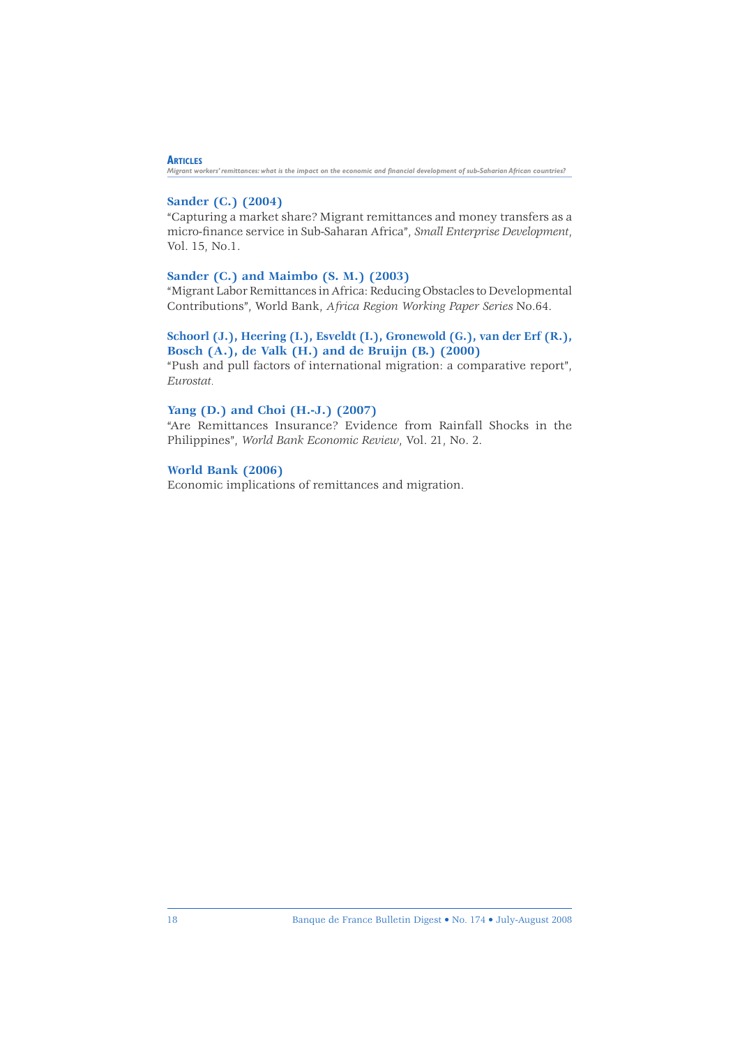**Sander (C.) (2004)**
"Capturing a market share? Migrant remittances and money transfers as a micro-finance service in Sub-Saharan Africa", *Small Enterprise Development*, Vol. 15, No.1.

**Sander (C.) and Maimbo (S. M.) (2003)**
"Migrant Labor Remittances in Africa: Reducing Obstacles to Developmental Contributions", World Bank, *Africa Region Working Paper Series* No.64.

**Schoorl (J.), Heering (I.), Esveldt (I.), Gronewold (G.), van der Erf (R.), Bosch (A.), de Valk (H.) and de Bruijn (B.) (2000)**
"Push and pull factors of international migration: a comparative report", *Eurostat*.

**Yang (D.) and Choi (H.-J.) (2007)**
"Are Remittances Insurance? Evidence from Rainfall Shocks in the Philippines", *World Bank Economic Review*, Vol. 21, No. 2.

**World Bank (2006)**
Economic implications of remittances and migration.